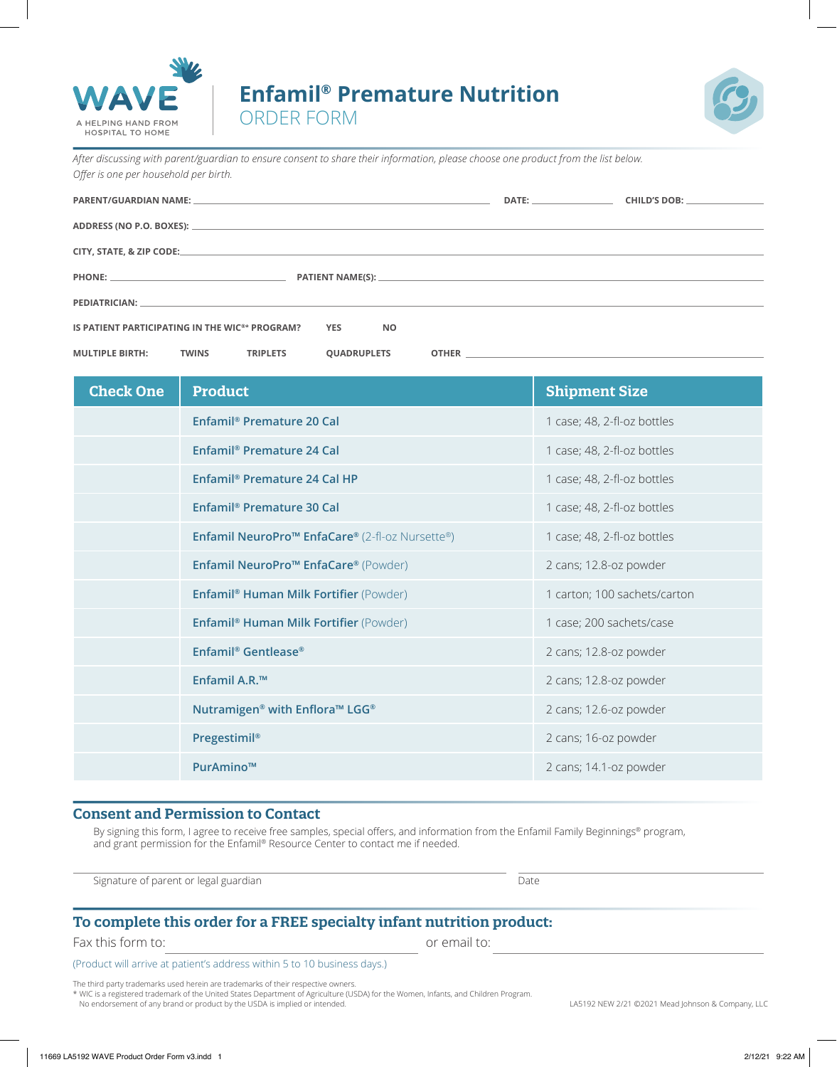WAVE

A HELPING HAND FROM HOSPITAL TO HOME

# Enfamil® Premature Nutrition

## ORDER FORM

*After discussing with parent/guardian to ensure consent to share their information, please choose one product from the list below. Offer is one per household per birth.*

**PARENT/GUARDIAN NAME:** ______________________ **DATE:** __________ **CHILD'S DOB:** __________

**ADDRESS (NO P.O. BOXES):** ______________________

**CITY, STATE, & ZIP CODE:** ______________________

**PHONE:** __________ **PATIENT NAME(S):** ______________________

**PEDIATRICIAN:** ______________________

**IS PATIENT PARTICIPATING IN THE WIC®* PROGRAM?** **YES** **NO**

**MULTIPLE BIRTH:** **TWINS** **TRIPLETS** **QUADRUPLETS** **OTHER** __________

| Check One | Product | Shipment Size |
| --- | --- | --- |
| | **Enfamil® Premature 20 Cal** | 1 case; 48, 2-fl-oz bottles |
| | **Enfamil® Premature 24 Cal** | 1 case; 48, 2-fl-oz bottles |
| | **Enfamil® Premature 24 Cal HP** | 1 case; 48, 2-fl-oz bottles |
| | **Enfamil® Premature 30 Cal** | 1 case; 48, 2-fl-oz bottles |
| | **Enfamil NeuroPro™ EnfaCare®** (2-fl-oz Nursette®) | 1 case; 48, 2-fl-oz bottles |
| | **Enfamil NeuroPro™ EnfaCare®** (Powder) | 2 cans; 12.8-oz powder |
| | **Enfamil® Human Milk Fortifier** (Powder) | 1 carton; 100 sachets/carton |
| | **Enfamil® Human Milk Fortifier** (Powder) | 1 case; 200 sachets/case |
| | **Enfamil® Gentlease®** | 2 cans; 12.8-oz powder |
| | **Enfamil A.R.™** | 2 cans; 12.8-oz powder |
| | **Nutramigen® with Enflora™ LGG®** | 2 cans; 12.6-oz powder |
| | **Pregestimil®** | 2 cans; 16-oz powder |
| | **PurAmino™** | 2 cans; 14.1-oz powder |

## Consent and Permission to Contact

By signing this form, I agree to receive free samples, special offers, and information from the Enfamil Family Beginnings® program, and grant permission for the Enfamil® Resource Center to contact me if needed.

______________________ Signature of parent or legal guardian

__________ Date

## To complete this order for a FREE specialty infant nutrition product:

Fax this form to: __________ or email to: __________

(Product will arrive at patient's address within 5 to 10 business days.)

The third party trademarks used herein are trademarks of their respective owners.
* WIC is a registered trademark of the United States Department of Agriculture (USDA) for the Women, Infants, and Children Program. No endorsement of any brand or product by the USDA is implied or intended.

LA5192 NEW 2/21 ©2021 Mead Johnson & Company, LLC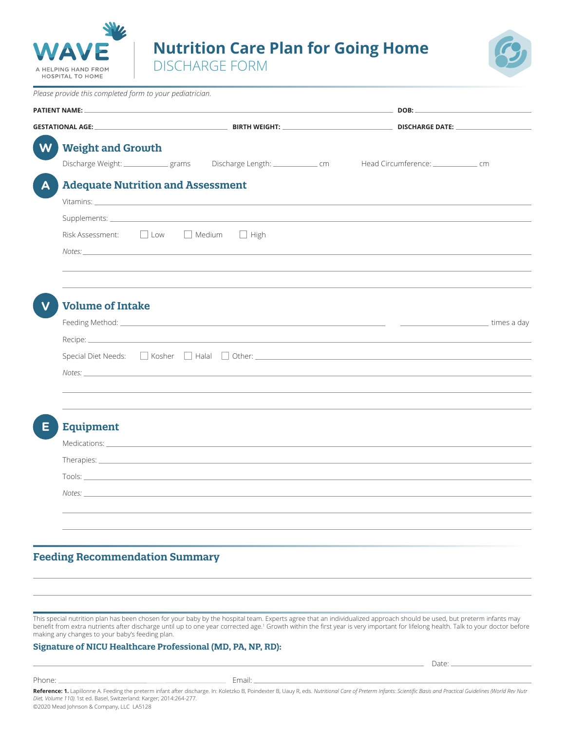WAVE

A HELPING HAND FROM HOSPITAL TO HOME

# Nutrition Care Plan for Going Home

## DISCHARGE FORM

*Please provide this completed form to your pediatrician.*

**PATIENT NAME:** ______________________________ **DOB:** ______________

**GESTATIONAL AGE:** ______________ **BIRTH WEIGHT:** ______________ **DISCHARGE DATE:** ______________

## W — Weight and Growth

Discharge Weight: __________ grams  Discharge Length: __________ cm  Head Circumference: __________ cm

## A — Adequate Nutrition and Assessment

Vitamins: ______________________________

Supplements: ______________________________

Risk Assessment: ☐ Low ☐ Medium ☐ High

*Notes:* ______________________________

______________________________

______________________________

## V — Volume of Intake

Feeding Method: ______________________________ ______________ times a day

Recipe: ______________________________

Special Diet Needs: ☐ Kosher ☐ Halal ☐ Other: ______________________________

*Notes:* ______________________________

______________________________

______________________________

## E — Equipment

Medications: ______________________________

Therapies: ______________________________

Tools: ______________________________

*Notes:* ______________________________

______________________________

______________________________

## Feeding Recommendation Summary

______________________________

______________________________

This special nutrition plan has been chosen for your baby by the hospital team. Experts agree that an individualized approach should be used, but preterm infants may benefit from extra nutrients after discharge until up to one year corrected age.[1] Growth within the first year is very important for lifelong health. Talk to your doctor before making any changes to your baby's feeding plan.

### Signature of NICU Healthcare Professional (MD, PA, NP, RD):

______________________________ Date: ______________

Phone: ______________ Email: ______________________________

**Reference: 1.** Lapillonne A. Feeding the preterm infant after discharge. In: Koletzko B, Poindexter B, Uauy R, eds. *Nutritional Care of Preterm Infants: Scientific Basis and Practical Guidelines (World Rev Nutr Diet, Volume 110).* 1st ed. Basel, Switzerland: Karger; 2014:264-277.

©2020 Mead Johnson & Company, LLC LA5128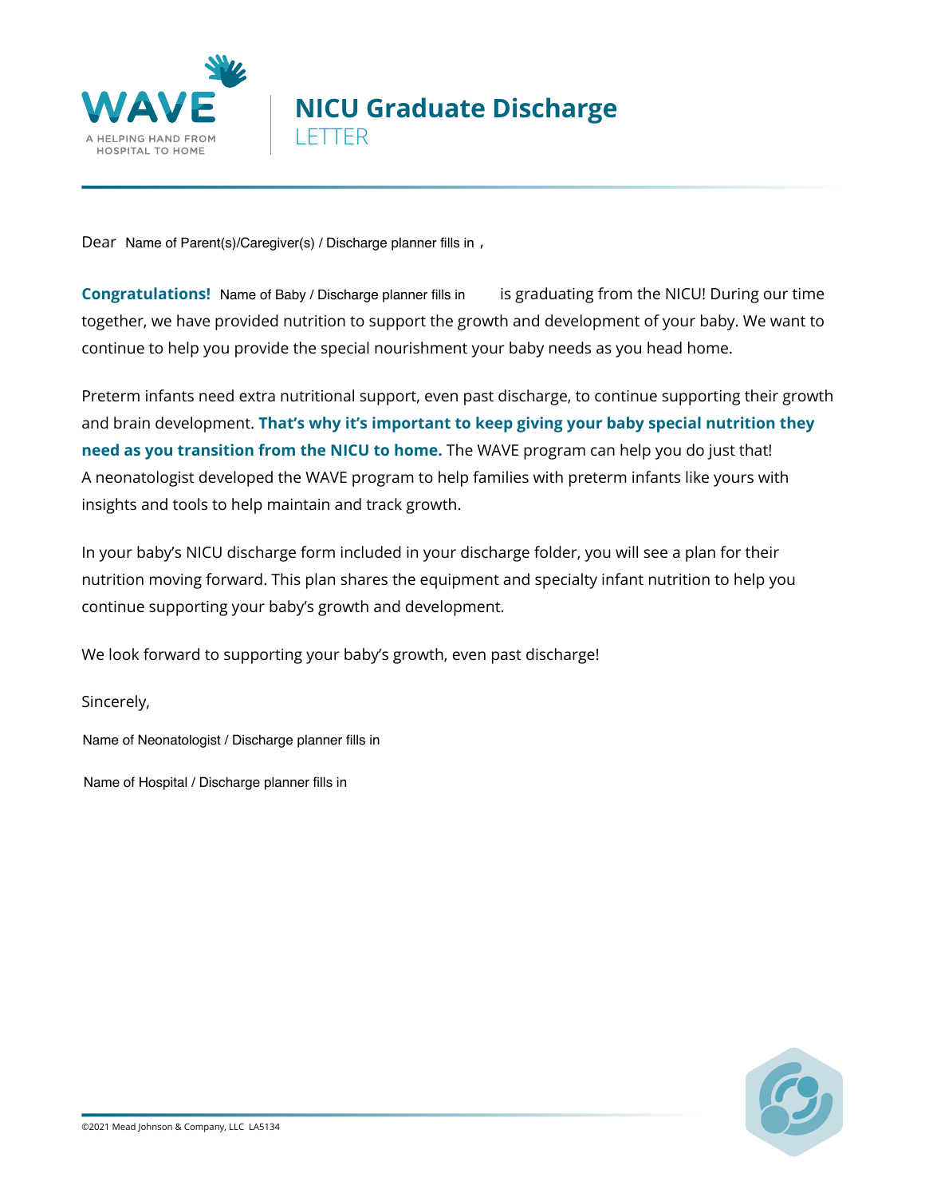WAVE

A HELPING HAND FROM HOSPITAL TO HOME

# NICU Graduate Discharge LETTER

Dear Name of Parent(s)/Caregiver(s) / Discharge planner fills in ,

**Congratulations!** Name of Baby / Discharge planner fills in is graduating from the NICU! During our time together, we have provided nutrition to support the growth and development of your baby. We want to continue to help you provide the special nourishment your baby needs as you head home.

Preterm infants need extra nutritional support, even past discharge, to continue supporting their growth and brain development. **That's why it's important to keep giving your baby special nutrition they need as you transition from the NICU to home.** The WAVE program can help you do just that! A neonatologist developed the WAVE program to help families with preterm infants like yours with insights and tools to help maintain and track growth.

In your baby's NICU discharge form included in your discharge folder, you will see a plan for their nutrition moving forward. This plan shares the equipment and specialty infant nutrition to help you continue supporting your baby's growth and development.

We look forward to supporting your baby's growth, even past discharge!

Sincerely,

Name of Neonatologist / Discharge planner fills in

Name of Hospital / Discharge planner fills in

©2021 Mead Johnson & Company, LLC LA5134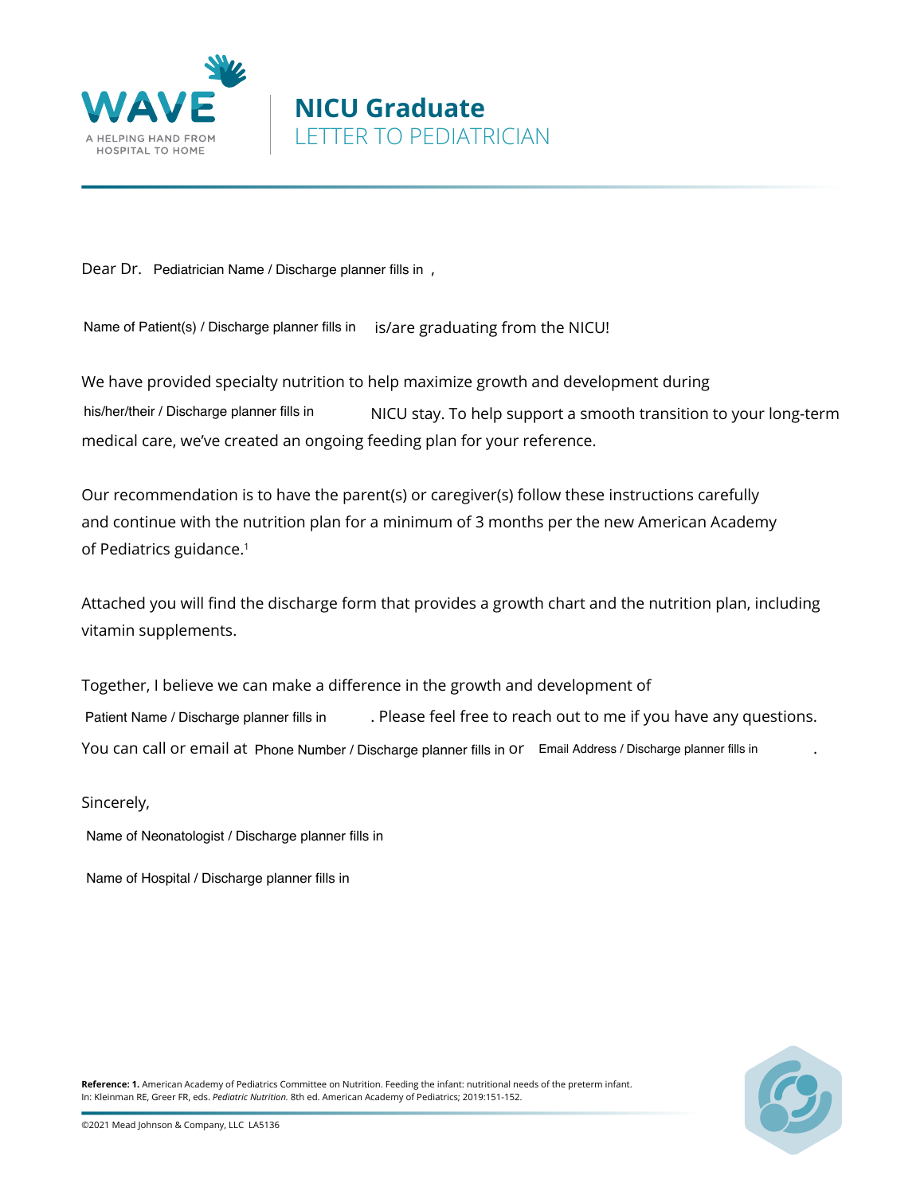WAVE

A HELPING HAND FROM HOSPITAL TO HOME

# NICU Graduate

## LETTER TO PEDIATRICIAN

Dear Dr. Pediatrician Name / Discharge planner fills in ,

Name of Patient(s) / Discharge planner fills in is/are graduating from the NICU!

We have provided specialty nutrition to help maximize growth and development during his/her/their / Discharge planner fills in NICU stay. To help support a smooth transition to your long-term medical care, we've created an ongoing feeding plan for your reference.

Our recommendation is to have the parent(s) or caregiver(s) follow these instructions carefully and continue with the nutrition plan for a minimum of 3 months per the new American Academy of Pediatrics guidance.[1]

Attached you will find the discharge form that provides a growth chart and the nutrition plan, including vitamin supplements.

Together, I believe we can make a difference in the growth and development of Patient Name / Discharge planner fills in . Please feel free to reach out to me if you have any questions. You can call or email at Phone Number / Discharge planner fills in or Email Address / Discharge planner fills in .

Sincerely,

Name of Neonatologist / Discharge planner fills in

Name of Hospital / Discharge planner fills in

**Reference: 1.** American Academy of Pediatrics Committee on Nutrition. Feeding the infant: nutritional needs of the preterm infant. In: Kleinman RE, Greer FR, eds. *Pediatric Nutrition.* 8th ed. American Academy of Pediatrics; 2019:151-152.

©2021 Mead Johnson & Company, LLC LA5136